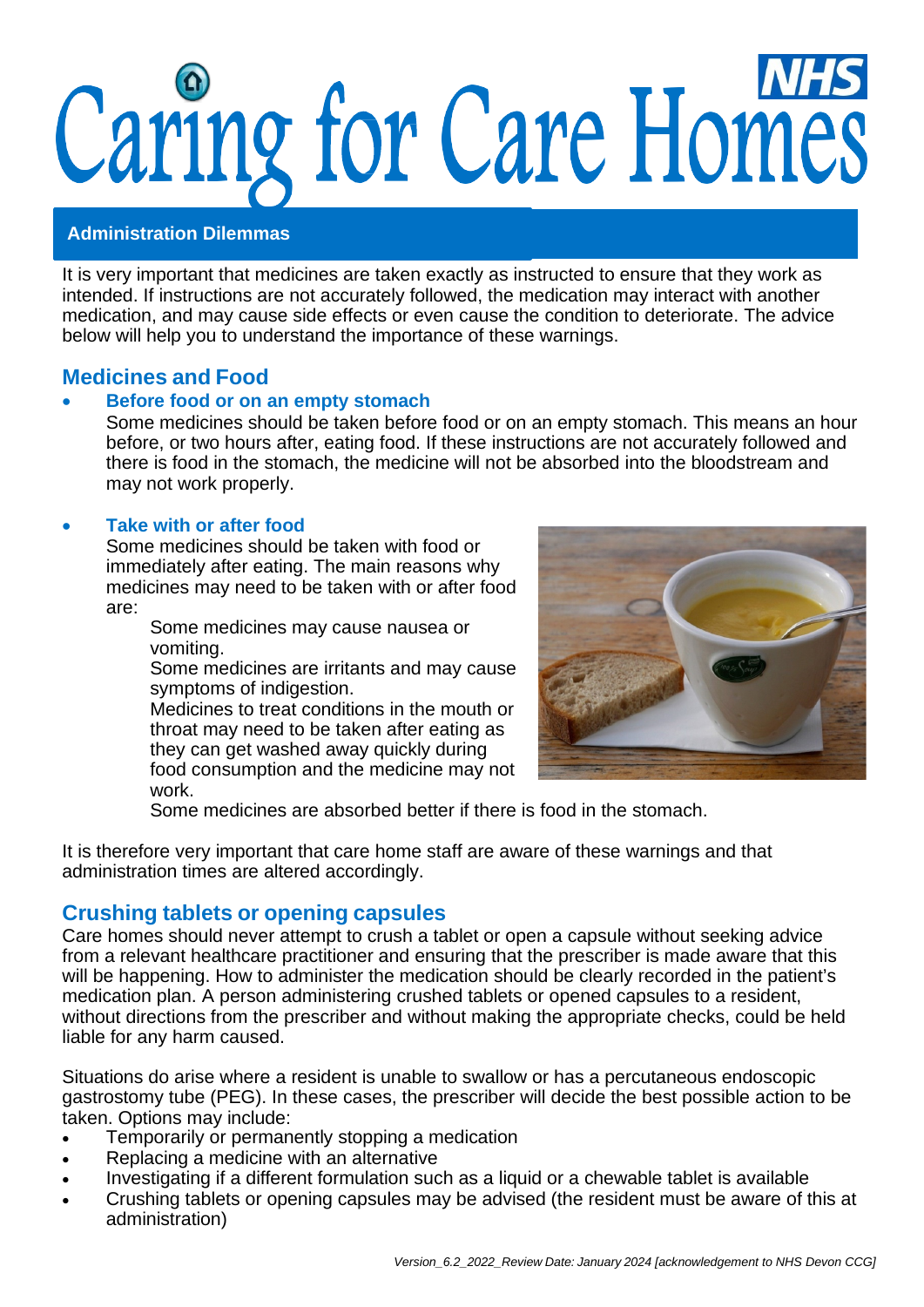# Caring for Care Homes

## Administration Dilemmas

It is very important that medicines are taken exactly as instructed to ensure that they work as intended. If instructions are not accurately followed, the medication may interact with another medication, and may cause side effects or even cause the condition to deteriorate. The advice below will help you to understand the importance of these warnings.

## Medicines and Food

- **Before food or on an empty stomach**
  Some medicines should be taken before food or on an empty stomach. This means an hour before, or two hours after, eating food. If these instructions are not accurately followed and there is food in the stomach, the medicine will not be absorbed into the bloodstream and may not work properly.

- **Take with or after food**
  Some medicines should be taken with food or immediately after eating. The main reasons why medicines may need to be taken with or after food are:
  - Some medicines may cause nausea or vomiting.
  - Some medicines are irritants and may cause symptoms of indigestion.
  - Medicines to treat conditions in the mouth or throat may need to be taken after eating as they can get washed away quickly during food consumption and the medicine may not work.
  - Some medicines are absorbed better if there is food in the stomach.

It is therefore very important that care home staff are aware of these warnings and that administration times are altered accordingly.

## Crushing tablets or opening capsules

Care homes should never attempt to crush a tablet or open a capsule without seeking advice from a relevant healthcare practitioner and ensuring that the prescriber is made aware that this will be happening. How to administer the medication should be clearly recorded in the patient's medication plan. A person administering crushed tablets or opened capsules to a resident, without directions from the prescriber and without making the appropriate checks, could be held liable for any harm caused.

Situations do arise where a resident is unable to swallow or has a percutaneous endoscopic gastrostomy tube (PEG). In these cases, the prescriber will decide the best possible action to be taken. Options may include:

- Temporarily or permanently stopping a medication
- Replacing a medicine with an alternative
- Investigating if a different formulation such as a liquid or a chewable tablet is available
- Crushing tablets or opening capsules may be advised (the resident must be aware of this at administration)

*Version_6.2_2022_Review Date: January 2024 [acknowledgement to NHS Devon CCG]*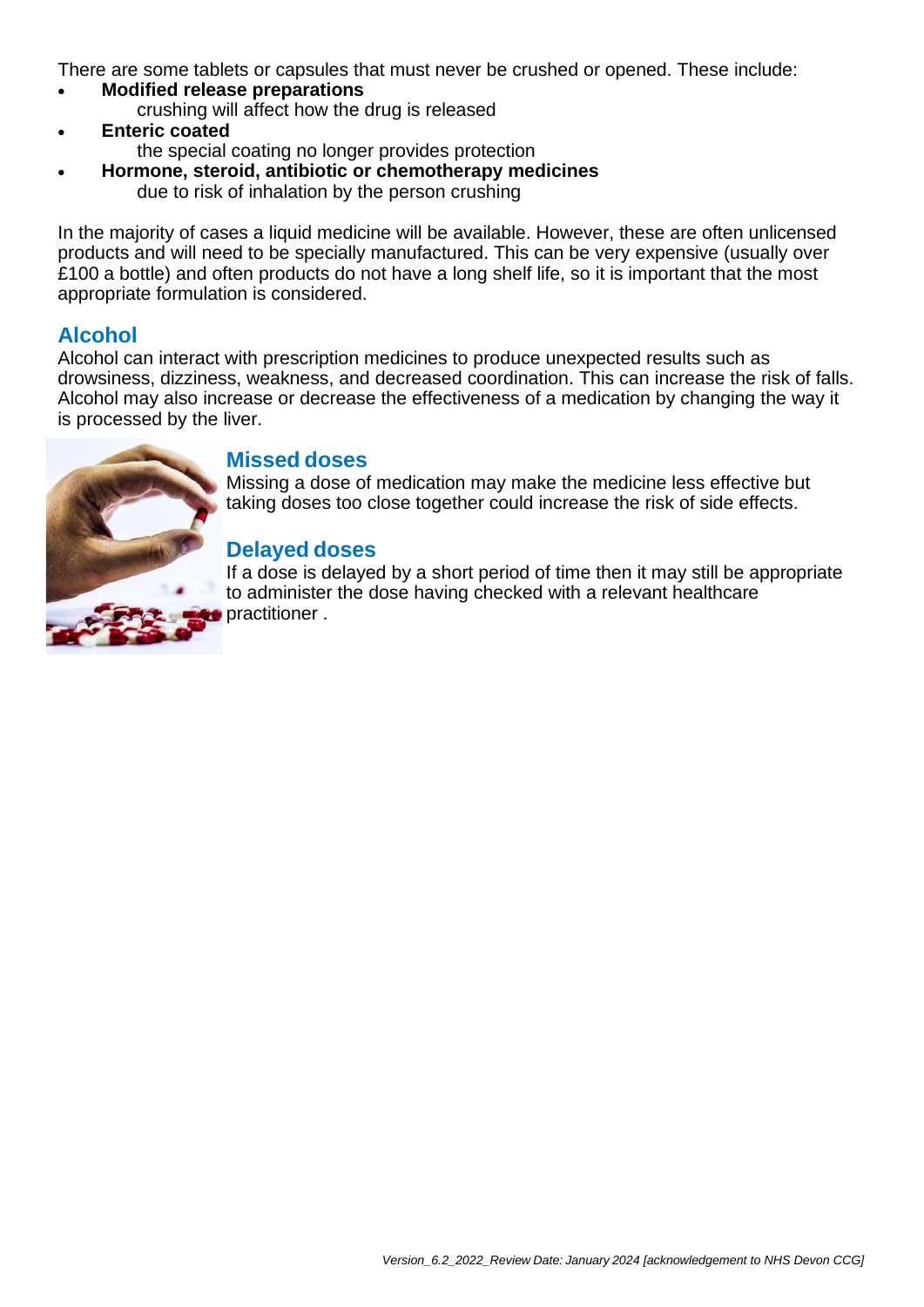There are some tablets or capsules that must never be crushed or opened. These include:

- **Modified release preparations**
  crushing will affect how the drug is released
- **Enteric coated**
  the special coating no longer provides protection
- **Hormone, steroid, antibiotic or chemotherapy medicines**
  due to risk of inhalation by the person crushing

In the majority of cases a liquid medicine will be available. However, these are often unlicensed products and will need to be specially manufactured. This can be very expensive (usually over £100 a bottle) and often products do not have a long shelf life, so it is important that the most appropriate formulation is considered.

## Alcohol

Alcohol can interact with prescription medicines to produce unexpected results such as drowsiness, dizziness, weakness, and decreased coordination. This can increase the risk of falls. Alcohol may also increase or decrease the effectiveness of a medication by changing the way it is processed by the liver.

## Missed doses

Missing a dose of medication may make the medicine less effective but taking doses too close together could increase the risk of side effects.

## Delayed doses

If a dose is delayed by a short period of time then it may still be appropriate to administer the dose having checked with a relevant healthcare practitioner .

*Version_6.2_2022_Review Date: January 2024 [acknowledgement to NHS Devon CCG]*